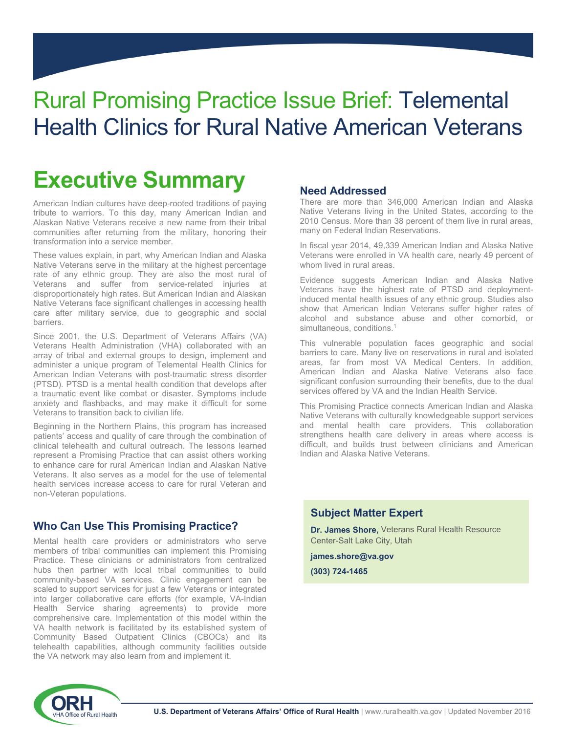# Rural Promising Practice Issue Brief: Telemental Health Clinics for Rural Native American Veterans

## Executive Summary

American Indian cultures have deep-rooted traditions of paying tribute to warriors. To this day, many American Indian and Alaskan Native Veterans receive a new name from their tribal communities after returning from the military, honoring their transformation into a service member.

These values explain, in part, why American Indian and Alaska Native Veterans serve in the military at the highest percentage rate of any ethnic group. They are also the most rural of Veterans and suffer from service-related injuries at disproportionately high rates. But American Indian and Alaskan Native Veterans face significant challenges in accessing health care after military service, due to geographic and social barriers.

Since 2001, the U.S. Department of Veterans Affairs (VA) Veterans Health Administration (VHA) collaborated with an array of tribal and external groups to design, implement and administer a unique program of Telemental Health Clinics for American Indian Veterans with post-traumatic stress disorder (PTSD). PTSD is a mental health condition that develops after a traumatic event like combat or disaster. Symptoms include anxiety and flashbacks, and may make it difficult for some Veterans to transition back to civilian life.

Beginning in the Northern Plains, this program has increased patients' access and quality of care through the combination of clinical telehealth and cultural outreach. The lessons learned represent a Promising Practice that can assist others working to enhance care for rural American Indian and Alaskan Native Veterans. It also serves as a model for the use of telemental health services increase access to care for rural Veteran and non-Veteran populations.

### Who Can Use This Promising Practice?

Mental health care providers or administrators who serve members of tribal communities can implement this Promising Practice. These clinicians or administrators from centralized hubs then partner with local tribal communities to build community-based VA services. Clinic engagement can be scaled to support services for just a few Veterans or integrated into larger collaborative care efforts (for example, VA-Indian Health Service sharing agreements) to provide more comprehensive care. Implementation of this model within the VA health network is facilitated by its established system of Community Based Outpatient Clinics (CBOCs) and its telehealth capabilities, although community facilities outside the VA network may also learn from and implement it.

### Need Addressed

There are more than 346,000 American Indian and Alaska Native Veterans living in the United States, according to the 2010 Census. More than 38 percent of them live in rural areas, many on Federal Indian Reservations.

In fiscal year 2014, 49,339 American Indian and Alaska Native Veterans were enrolled in VA health care, nearly 49 percent of whom lived in rural areas.

Evidence suggests American Indian and Alaska Native Veterans have the highest rate of PTSD and deployment-induced mental health issues of any ethnic group. Studies also show that American Indian Veterans suffer higher rates of alcohol and substance abuse and other comorbid, or simultaneous, conditions.[1]

This vulnerable population faces geographic and social barriers to care. Many live on reservations in rural and isolated areas, far from most VA Medical Centers. In addition, American Indian and Alaska Native Veterans also face significant confusion surrounding their benefits, due to the dual services offered by VA and the Indian Health Service.

This Promising Practice connects American Indian and Alaska Native Veterans with culturally knowledgeable support services and mental health care providers. This collaboration strengthens health care delivery in areas where access is difficult, and builds trust between clinicians and American Indian and Alaska Native Veterans.

### Subject Matter Expert

**Dr. James Shore,** Veterans Rural Health Resource Center-Salt Lake City, Utah

**james.shore@va.gov**

**(303) 724-1465**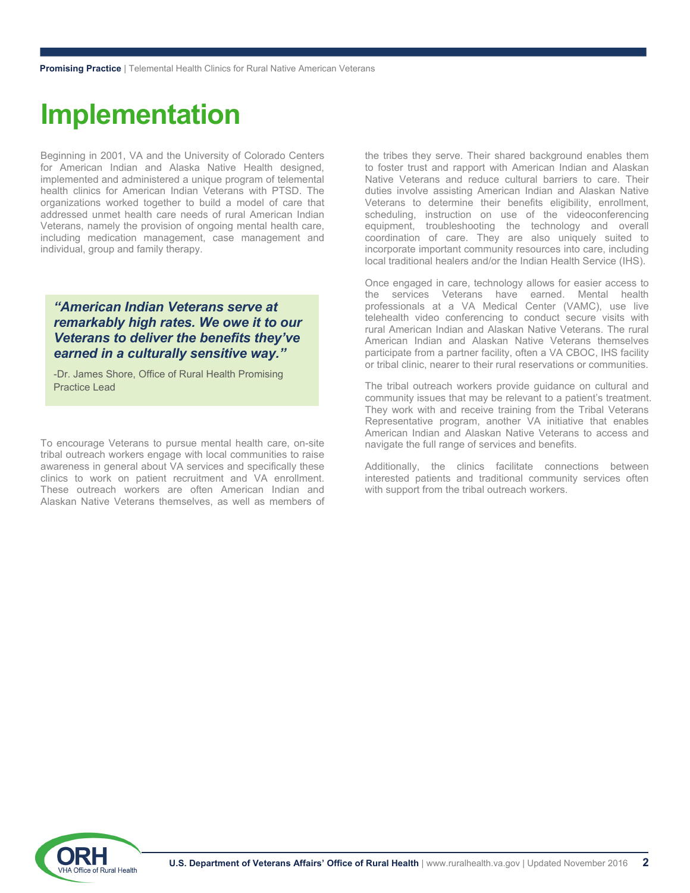# Implementation

Beginning in 2001, VA and the University of Colorado Centers for American Indian and Alaska Native Health designed, implemented and administered a unique program of telemental health clinics for American Indian Veterans with PTSD. The organizations worked together to build a model of care that addressed unmet health care needs of rural American Indian Veterans, namely the provision of ongoing mental health care, including medication management, case management and individual, group and family therapy.

> ***"American Indian Veterans serve at remarkably high rates. We owe it to our Veterans to deliver the benefits they've earned in a culturally sensitive way."***
>
> -Dr. James Shore, Office of Rural Health Promising Practice Lead

To encourage Veterans to pursue mental health care, on-site tribal outreach workers engage with local communities to raise awareness in general about VA services and specifically these clinics to work on patient recruitment and VA enrollment. These outreach workers are often American Indian and Alaskan Native Veterans themselves, as well as members of the tribes they serve. Their shared background enables them to foster trust and rapport with American Indian and Alaskan Native Veterans and reduce cultural barriers to care. Their duties involve assisting American Indian and Alaskan Native Veterans to determine their benefits eligibility, enrollment, scheduling, instruction on use of the videoconferencing equipment, troubleshooting the technology and overall coordination of care. They are also uniquely suited to incorporate important community resources into care, including local traditional healers and/or the Indian Health Service (IHS).

Once engaged in care, technology allows for easier access to the services Veterans have earned. Mental health professionals at a VA Medical Center (VAMC), use live telehealth video conferencing to conduct secure visits with rural American Indian and Alaskan Native Veterans. The rural American Indian and Alaskan Native Veterans themselves participate from a partner facility, often a VA CBOC, IHS facility or tribal clinic, nearer to their rural reservations or communities.

The tribal outreach workers provide guidance on cultural and community issues that may be relevant to a patient's treatment. They work with and receive training from the Tribal Veterans Representative program, another VA initiative that enables American Indian and Alaskan Native Veterans to access and navigate the full range of services and benefits.

Additionally, the clinics facilitate connections between interested patients and traditional community services often with support from the tribal outreach workers.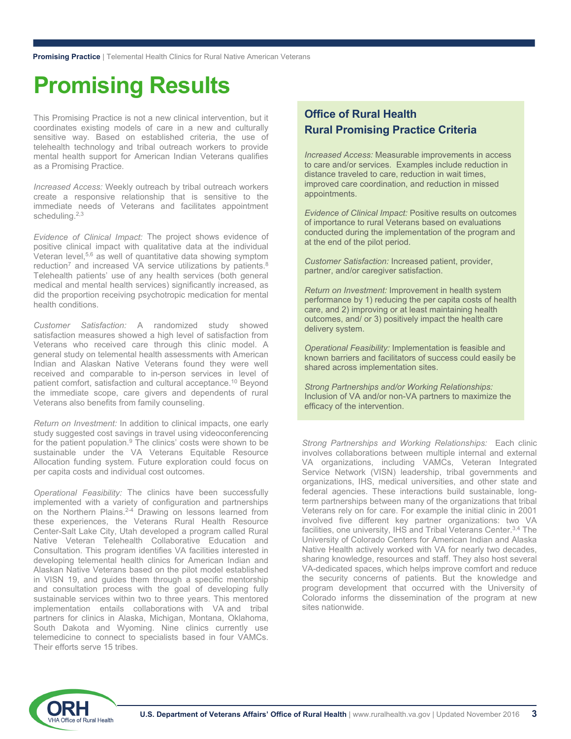# Promising Results

This Promising Practice is not a new clinical intervention, but it coordinates existing models of care in a new and culturally sensitive way. Based on established criteria, the use of telehealth technology and tribal outreach workers to provide mental health support for American Indian Veterans qualifies as a Promising Practice.

*Increased Access:* Weekly outreach by tribal outreach workers create a responsive relationship that is sensitive to the immediate needs of Veterans and facilitates appointment scheduling.[2,3]

*Evidence of Clinical Impact:* The project shows evidence of positive clinical impact with qualitative data at the individual Veteran level,[5,6] as well of quantitative data showing symptom reduction[7] and increased VA service utilizations by patients.[8] Telehealth patients' use of any health services (both general medical and mental health services) significantly increased, as did the proportion receiving psychotropic medication for mental health conditions.

*Customer Satisfaction:* A randomized study showed satisfaction measures showed a high level of satisfaction from Veterans who received care through this clinic model. A general study on telemental health assessments with American Indian and Alaskan Native Veterans found they were well received and comparable to in-person services in level of patient comfort, satisfaction and cultural acceptance.[10] Beyond the immediate scope, care givers and dependents of rural Veterans also benefits from family counseling.

*Return on Investment:* In addition to clinical impacts, one early study suggested cost savings in travel using videoconferencing for the patient population.[9] The clinics' costs were shown to be sustainable under the VA Veterans Equitable Resource Allocation funding system. Future exploration could focus on per capita costs and individual cost outcomes.

*Operational Feasibility:* The clinics have been successfully implemented with a variety of configuration and partnerships on the Northern Plains.[2-4] Drawing on lessons learned from these experiences, the Veterans Rural Health Resource Center-Salt Lake City, Utah developed a program called Rural Native Veteran Telehealth Collaborative Education and Consultation. This program identifies VA facilities interested in developing telemental health clinics for American Indian and Alaskan Native Veterans based on the pilot model established in VISN 19, and guides them through a specific mentorship and consultation process with the goal of developing fully sustainable services within two to three years. This mentored implementation entails collaborations with VA and tribal partners for clinics in Alaska, Michigan, Montana, Oklahoma, South Dakota and Wyoming. Nine clinics currently use telemedicine to connect to specialists based in four VAMCs. Their efforts serve 15 tribes.

## Office of Rural Health Rural Promising Practice Criteria

*Increased Access:* Measurable improvements in access to care and/or services. Examples include reduction in distance traveled to care, reduction in wait times, improved care coordination, and reduction in missed appointments.

*Evidence of Clinical Impact:* Positive results on outcomes of importance to rural Veterans based on evaluations conducted during the implementation of the program and at the end of the pilot period.

*Customer Satisfaction:* Increased patient, provider, partner, and/or caregiver satisfaction.

*Return on Investment:* Improvement in health system performance by 1) reducing the per capita costs of health care, and 2) improving or at least maintaining health outcomes, and/ or 3) positively impact the health care delivery system.

*Operational Feasibility:* Implementation is feasible and known barriers and facilitators of success could easily be shared across implementation sites.

*Strong Partnerships and/or Working Relationships:* Inclusion of VA and/or non-VA partners to maximize the efficacy of the intervention.

*Strong Partnerships and Working Relationships:* Each clinic involves collaborations between multiple internal and external VA organizations, including VAMCs, Veteran Integrated Service Network (VISN) leadership, tribal governments and organizations, IHS, medical universities, and other state and federal agencies. These interactions build sustainable, long-term partnerships between many of the organizations that tribal Veterans rely on for care. For example the initial clinic in 2001 involved five different key partner organizations: two VA facilities, one university, IHS and Tribal Veterans Center.[3,4] The University of Colorado Centers for American Indian and Alaska Native Health actively worked with VA for nearly two decades, sharing knowledge, resources and staff. They also host several VA-dedicated spaces, which helps improve comfort and reduce the security concerns of patients. But the knowledge and program development that occurred with the University of Colorado informs the dissemination of the program at new sites nationwide.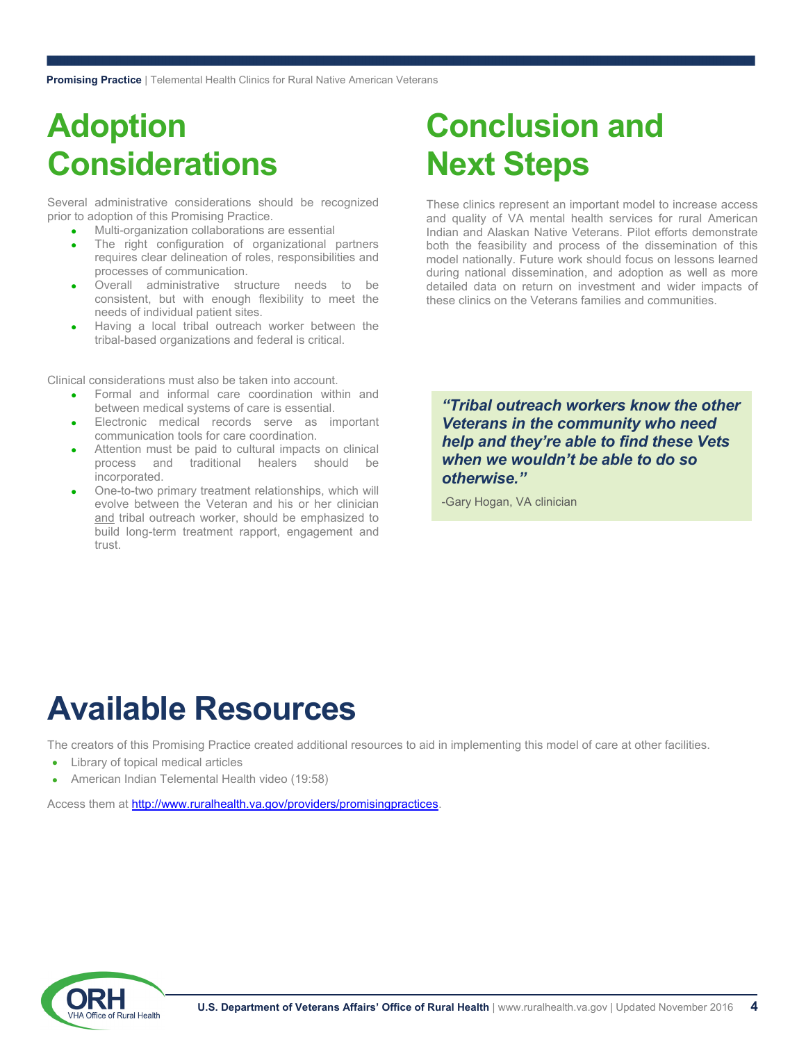# Adoption Considerations

Several administrative considerations should be recognized prior to adoption of this Promising Practice.

- Multi-organization collaborations are essential
- The right configuration of organizational partners requires clear delineation of roles, responsibilities and processes of communication.
- Overall administrative structure needs to be consistent, but with enough flexibility to meet the needs of individual patient sites.
- Having a local tribal outreach worker between the tribal-based organizations and federal is critical.

Clinical considerations must also be taken into account.

- Formal and informal care coordination within and between medical systems of care is essential.
- Electronic medical records serve as important communication tools for care coordination.
- Attention must be paid to cultural impacts on clinical process and traditional healers should be incorporated.
- One-to-two primary treatment relationships, which will evolve between the Veteran and his or her clinician and tribal outreach worker, should be emphasized to build long-term treatment rapport, engagement and trust.

# Conclusion and Next Steps

These clinics represent an important model to increase access and quality of VA mental health services for rural American Indian and Alaskan Native Veterans. Pilot efforts demonstrate both the feasibility and process of the dissemination of this model nationally. Future work should focus on lessons learned during national dissemination, and adoption as well as more detailed data on return on investment and wider impacts of these clinics on the Veterans families and communities.

> ***"Tribal outreach workers know the other Veterans in the community who need help and they're able to find these Vets when we wouldn't be able to do so otherwise."***
>
> -Gary Hogan, VA clinician

# Available Resources

The creators of this Promising Practice created additional resources to aid in implementing this model of care at other facilities.

- Library of topical medical articles
- American Indian Telemental Health video (19:58)

Access them at [http://www.ruralhealth.va.gov/providers/promisingpractices](http://www.ruralhealth.va.gov/providers/promisingpractices).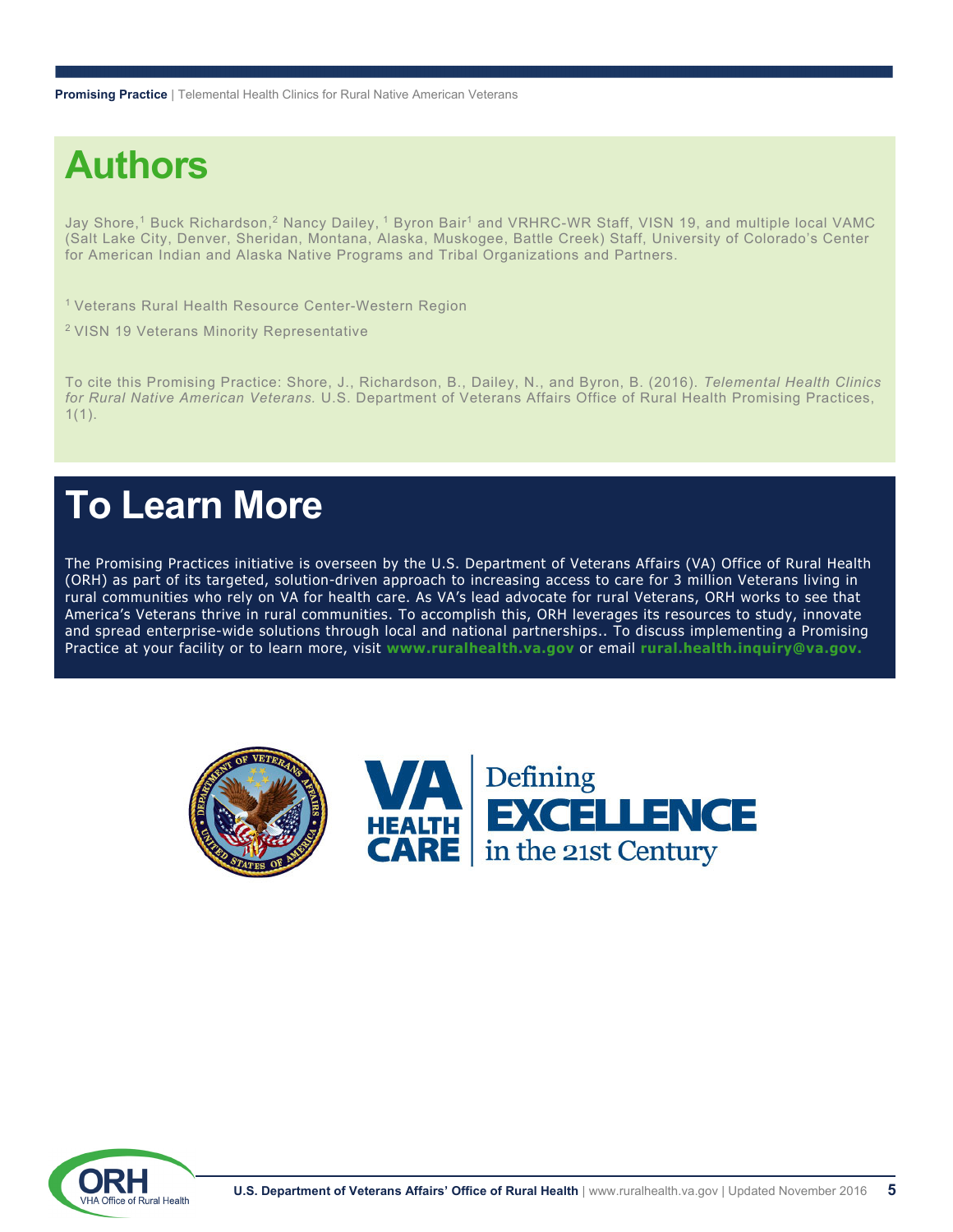# Authors

Jay Shore,[1] Buck Richardson,[2] Nancy Dailey, [1] Byron Bair[1] and VRHRC-WR Staff, VISN 19, and multiple local VAMC (Salt Lake City, Denver, Sheridan, Montana, Alaska, Muskogee, Battle Creek) Staff, University of Colorado's Center for American Indian and Alaska Native Programs and Tribal Organizations and Partners.

[1] Veterans Rural Health Resource Center-Western Region

[2] VISN 19 Veterans Minority Representative

To cite this Promising Practice: Shore, J., Richardson, B., Dailey, N., and Byron, B. (2016). *Telemental Health Clinics for Rural Native American Veterans.* U.S. Department of Veterans Affairs Office of Rural Health Promising Practices, 1(1).

# To Learn More

The Promising Practices initiative is overseen by the U.S. Department of Veterans Affairs (VA) Office of Rural Health (ORH) as part of its targeted, solution-driven approach to increasing access to care for 3 million Veterans living in rural communities who rely on VA for health care. As VA's lead advocate for rural Veterans, ORH works to see that America's Veterans thrive in rural communities. To accomplish this, ORH leverages its resources to study, innovate and spread enterprise-wide solutions through local and national partnerships.. To discuss implementing a Promising Practice at your facility or to learn more, visit **www.ruralhealth.va.gov** or email **rural.health.inquiry@va.gov.**

VA HEALTH CARE | Defining EXCELLENCE in the 21st Century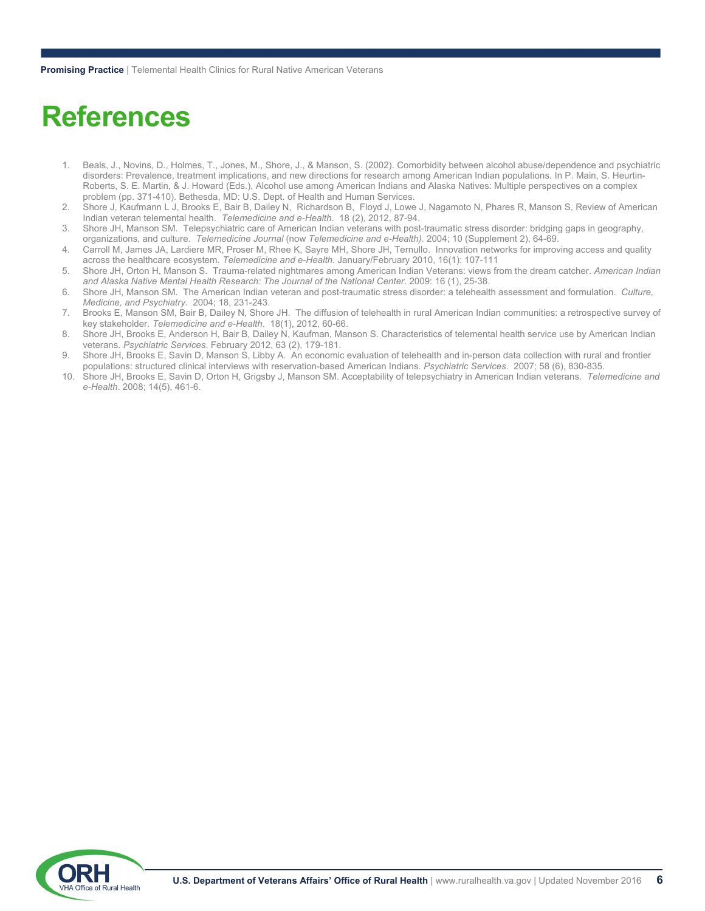# References

1. Beals, J., Novins, D., Holmes, T., Jones, M., Shore, J., & Manson, S. (2002). Comorbidity between alcohol abuse/dependence and psychiatric disorders: Prevalence, treatment implications, and new directions for research among American Indian populations. In P. Main, S. Heurtin-Roberts, S. E. Martin, & J. Howard (Eds.), Alcohol use among American Indians and Alaska Natives: Multiple perspectives on a complex problem (pp. 371-410). Bethesda, MD: U.S. Dept. of Health and Human Services.
2. Shore J, Kaufmann L J, Brooks E, Bair B, Dailey N, Richardson B, Floyd J, Lowe J, Nagamoto N, Phares R, Manson S, Review of American Indian veteran telemental health. *Telemedicine and e-Health*. 18 (2), 2012, 87-94.
3. Shore JH, Manson SM. Telepsychiatric care of American Indian veterans with post-traumatic stress disorder: bridging gaps in geography, organizations, and culture. *Telemedicine Journal* (now *Telemedicine and e-Health)*. 2004; 10 (Supplement 2), 64-69.
4. Carroll M, James JA, Lardiere MR, Proser M, Rhee K, Sayre MH, Shore JH, Ternullo. Innovation networks for improving access and quality across the healthcare ecosystem. *Telemedicine and e-Health*. January/February 2010, 16(1): 107-111
5. Shore JH, Orton H, Manson S. Trauma-related nightmares among American Indian Veterans: views from the dream catcher. *American Indian and Alaska Native Mental Health Research: The Journal of the National Center*. 2009: 16 (1), 25-38.
6. Shore JH, Manson SM. The American Indian veteran and post-traumatic stress disorder: a telehealth assessment and formulation. *Culture, Medicine, and Psychiatry.* 2004; 18, 231-243.
7. Brooks E, Manson SM, Bair B, Dailey N, Shore JH. The diffusion of telehealth in rural American Indian communities: a retrospective survey of key stakeholder. *Telemedicine and e-Health*. 18(1), 2012, 60-66.
8. Shore JH, Brooks E, Anderson H, Bair B, Dailey N, Kaufman, Manson S. Characteristics of telemental health service use by American Indian veterans. *Psychiatric Services*. February 2012, 63 (2), 179-181.
9. Shore JH, Brooks E, Savin D, Manson S, Libby A. An economic evaluation of telehealth and in-person data collection with rural and frontier populations: structured clinical interviews with reservation-based American Indians. *Psychiatric Services.* 2007; 58 (6), 830-835.
10. Shore JH, Brooks E, Savin D, Orton H, Grigsby J, Manson SM. Acceptability of telepsychiatry in American Indian veterans. *Telemedicine and e-Health*. 2008; 14(5), 461-6.